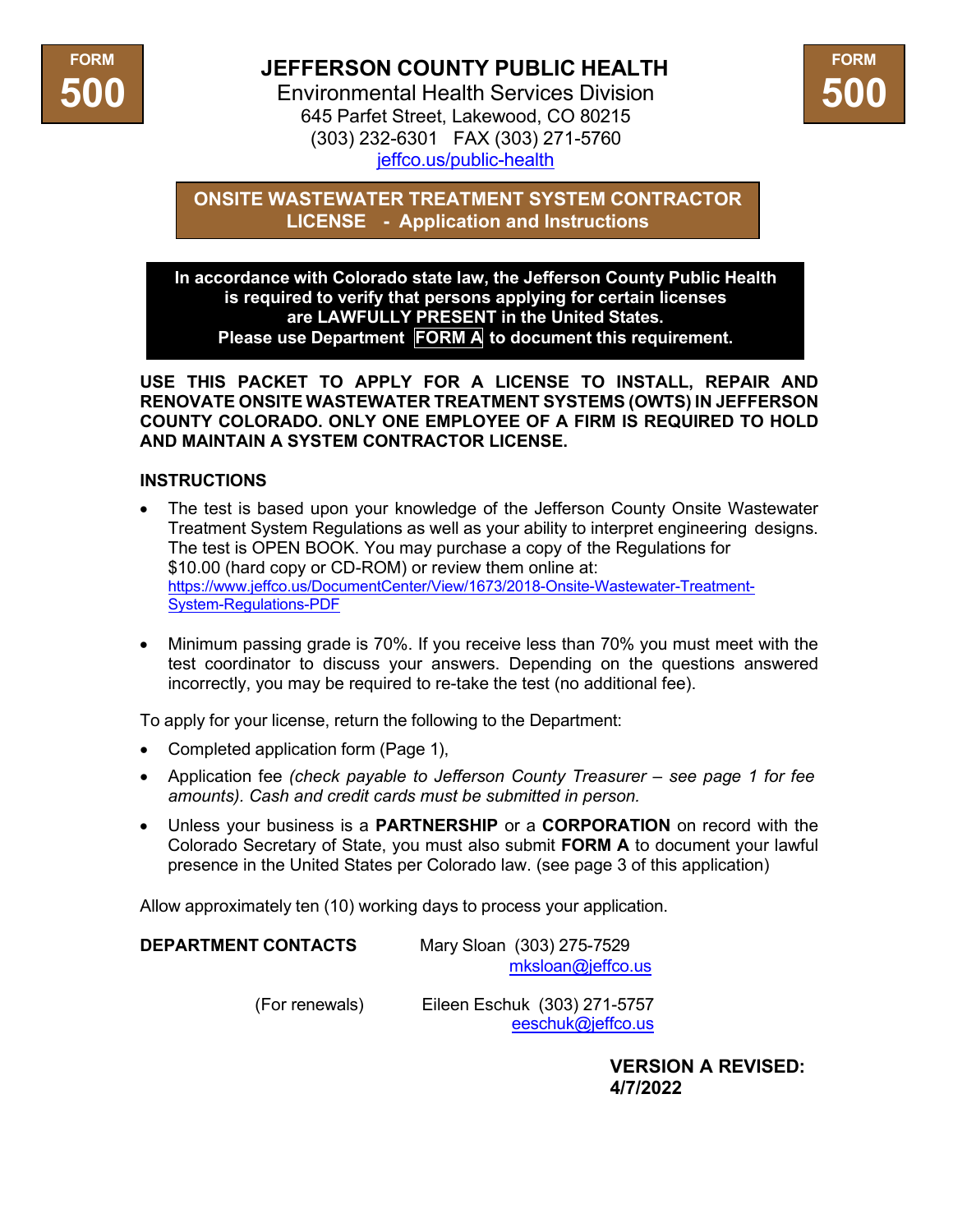FORM 500

# JEFFERSON COUNTY PUBLIC HEALTH

Environmental Health Services Division
645 Parfet Street, Lakewood, CO 80215
(303) 232-6301 FAX (303) 271-5760
jeffco.us/public-health

FORM 500

## ONSITE WASTEWATER TREATMENT SYSTEM CONTRACTOR LICENSE - Application and Instructions

**In accordance with Colorado state law, the Jefferson County Public Health is required to verify that persons applying for certain licenses are LAWFULLY PRESENT in the United States. Please use Department FORM A to document this requirement.**

**USE THIS PACKET TO APPLY FOR A LICENSE TO INSTALL, REPAIR AND RENOVATE ONSITE WASTEWATER TREATMENT SYSTEMS (OWTS) IN JEFFERSON COUNTY COLORADO. ONLY ONE EMPLOYEE OF A FIRM IS REQUIRED TO HOLD AND MAINTAIN A SYSTEM CONTRACTOR LICENSE.**

### INSTRUCTIONS

- The test is based upon your knowledge of the Jefferson County Onsite Wastewater Treatment System Regulations as well as your ability to interpret engineering designs. The test is OPEN BOOK. You may purchase a copy of the Regulations for $10.00 (hard copy or CD-ROM) or review them online at: https://www.jeffco.us/DocumentCenter/View/1673/2018-Onsite-Wastewater-Treatment-System-Regulations-PDF
- Minimum passing grade is 70%. If you receive less than 70% you must meet with the test coordinator to discuss your answers. Depending on the questions answered incorrectly, you may be required to re-take the test (no additional fee).

To apply for your license, return the following to the Department:

- Completed application form (Page 1),
- Application fee *(check payable to Jefferson County Treasurer – see page 1 for fee amounts). Cash and credit cards must be submitted in person.*
- Unless your business is a **PARTNERSHIP** or a **CORPORATION** on record with the Colorado Secretary of State, you must also submit **FORM A** to document your lawful presence in the United States per Colorado law. (see page 3 of this application)

Allow approximately ten (10) working days to process your application.

**DEPARTMENT CONTACTS** Mary Sloan (303) 275-7529
mksloan@jeffco.us

(For renewals) Eileen Eschuk (303) 271-5757
eeschuk@jeffco.us

**VERSION A REVISED: 4/7/2022**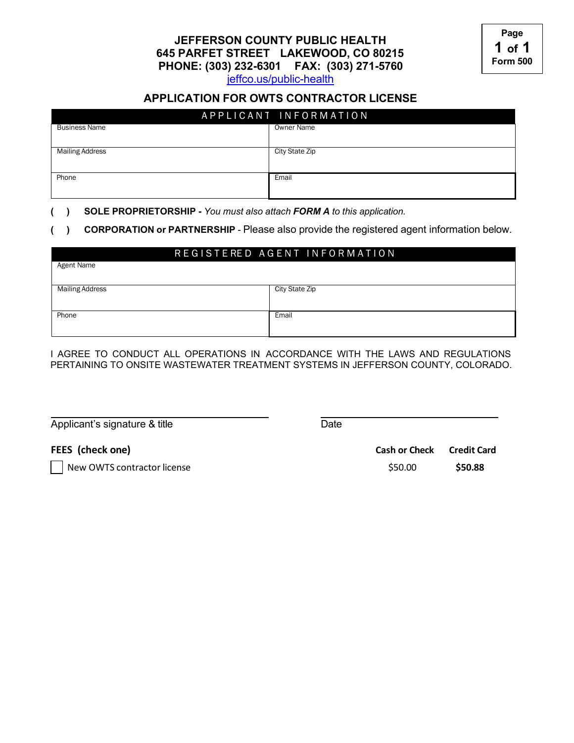**JEFFERSON COUNTY PUBLIC HEALTH**
**645 PARFET STREET LAKEWOOD, CO 80215**
**PHONE: (303) 232-6301 FAX: (303) 271-5760**
jeffco.us/public-health

**Form 500**

## APPLICATION FOR OWTS CONTRACTOR LICENSE

| APPLICANT INFORMATION | |
|---|---|
| Business Name | Owner Name |
| Mailing Address | City State Zip |
| Phone | Email |

( ) **SOLE PROPRIETORSHIP -** *You must also attach* ***FORM A*** *to this application.*

( ) **CORPORATION or PARTNERSHIP** - Please also provide the registered agent information below.

| REGISTERED AGENT INFORMATION | |
|---|---|
| Agent Name | |
| Mailing Address | City State Zip |
| Phone | Email |

I AGREE TO CONDUCT ALL OPERATIONS IN ACCORDANCE WITH THE LAWS AND REGULATIONS PERTAINING TO ONSITE WASTEWATER TREATMENT SYSTEMS IN JEFFERSON COUNTY, COLORADO.

Applicant's signature & title ______________________ Date ______________________

**FEES (check one)**

| | Cash or Check | Credit Card |
|---|---|---|
| ☐ New OWTS contractor license | $50.00 | **$50.88** |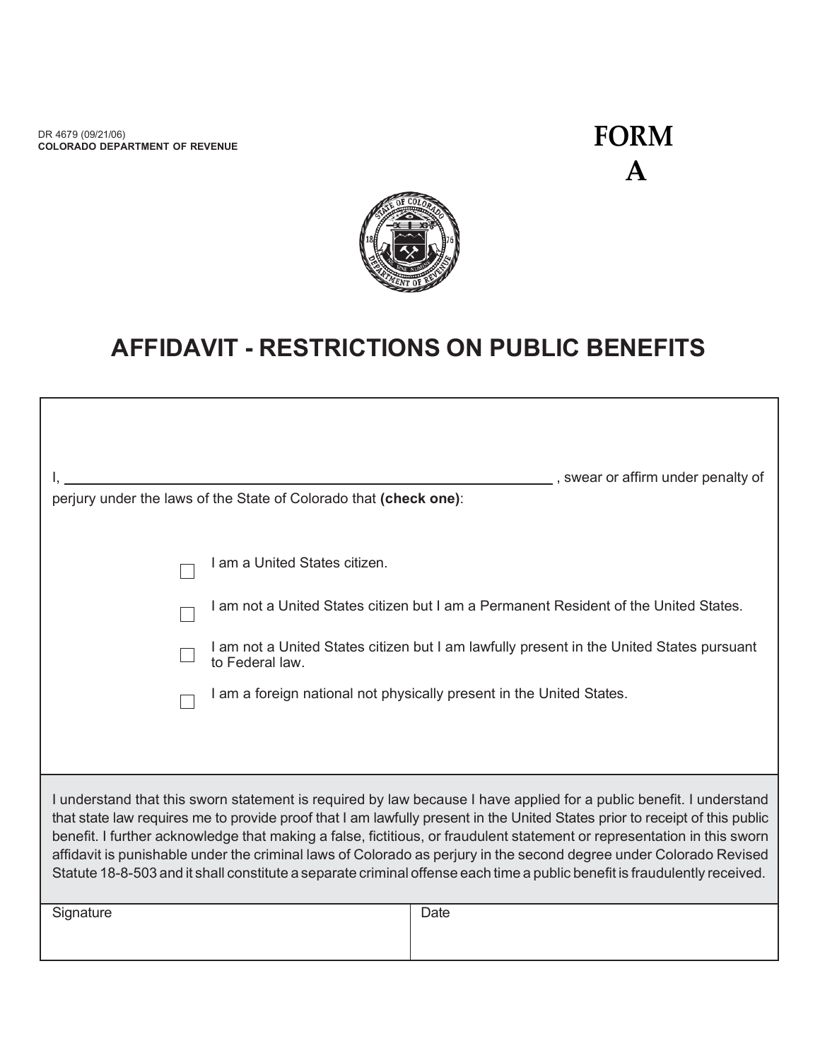DR 4679 (09/21/06)
**COLORADO DEPARTMENT OF REVENUE**

**FORM A**

# AFFIDAVIT - RESTRICTIONS ON PUBLIC BENEFITS

I, ______________________________________________, swear or affirm under penalty of perjury under the laws of the State of Colorado that **(check one)**:

- ☐ I am a United States citizen.
- ☐ I am not a United States citizen but I am a Permanent Resident of the United States.
- ☐ I am not a United States citizen but I am lawfully present in the United States pursuant to Federal law.
- ☐ I am a foreign national not physically present in the United States.

I understand that this sworn statement is required by law because I have applied for a public benefit. I understand that state law requires me to provide proof that I am lawfully present in the United States prior to receipt of this public benefit. I further acknowledge that making a false, fictitious, or fraudulent statement or representation in this sworn affidavit is punishable under the criminal laws of Colorado as perjury in the second degree under Colorado Revised Statute 18-8-503 and it shall constitute a separate criminal offense each time a public benefit is fraudulently received.

| Signature | Date |
| --- | --- |
| | |